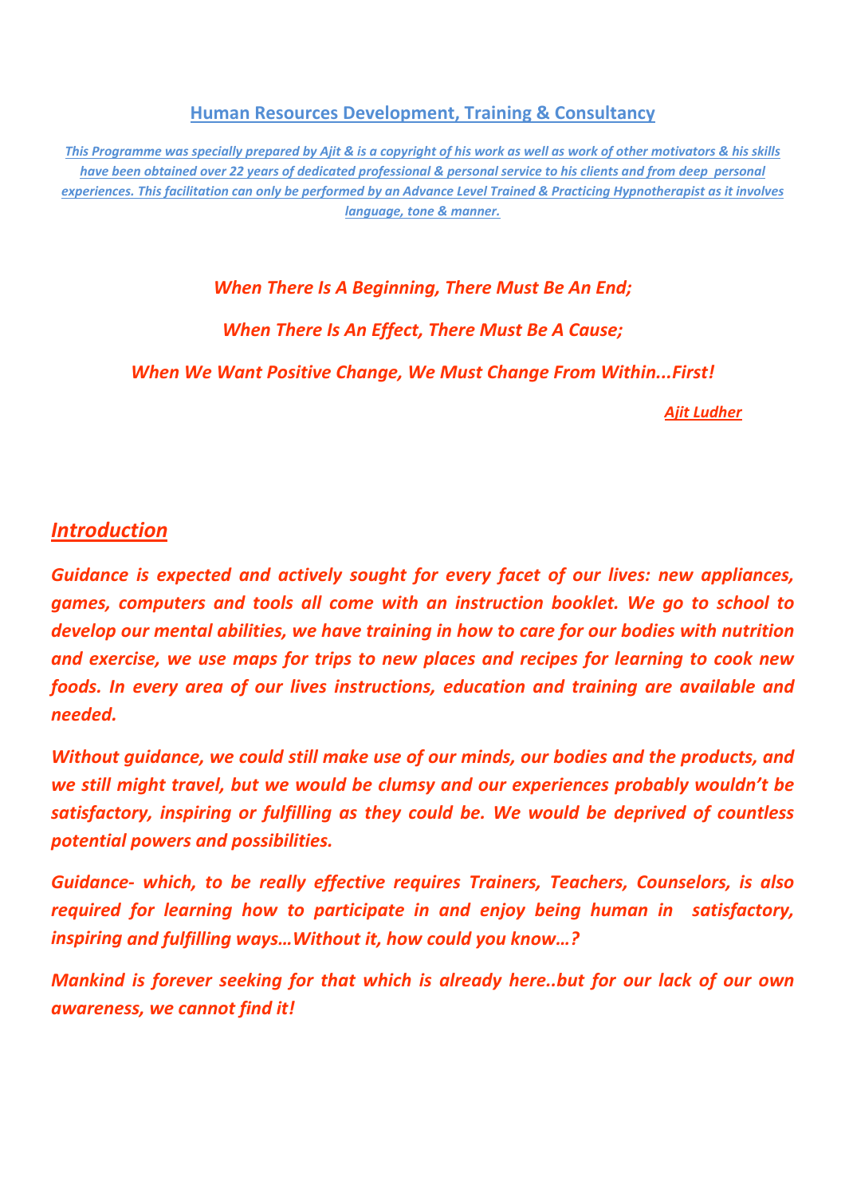## Human Resources Development, Training & Consultancy

*This Programme was specially prepared by Ajit & is a copyright of his work as well as work of other motivators & his skills have been obtained over 22 years of dedicated professional & personal service to his clients and from deep personal experiences. This facilitation can only be performed by an Advance Level Trained & Practicing Hypnotherapist as it involves language, tone & manner.*

*When There Is A Beginning, There Must Be An End;*

*When There Is An Effect, There Must Be A Cause;*

*When We Want Positive Change, We Must Change From Within...First!*

*Ajit Ludher*

## *Introduction*

***Guidance is expected and actively sought for every facet of our lives: new appliances, games, computers and tools all come with an instruction booklet. We go to school to develop our mental abilities, we have training in how to care for our bodies with nutrition and exercise, we use maps for trips to new places and recipes for learning to cook new foods. In every area of our lives instructions, education and training are available and needed.***

***Without guidance, we could still make use of our minds, our bodies and the products, and we still might travel, but we would be clumsy and our experiences probably wouldn't be satisfactory, inspiring or fulfilling as they could be. We would be deprived of countless potential powers and possibilities.***

***Guidance- which, to be really effective requires Trainers, Teachers, Counselors, is also required for learning how to participate in and enjoy being human in satisfactory, inspiring and fulfilling ways…Without it, how could you know…?***

***Mankind is forever seeking for that which is already here..but for our lack of our own awareness, we cannot find it!***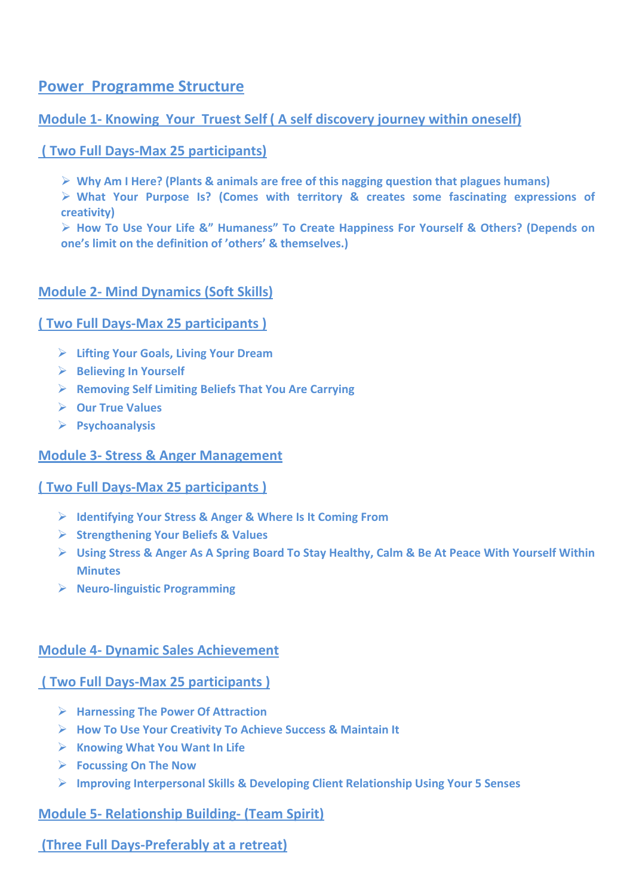## Power Programme Structure

### Module 1- Knowing Your Truest Self ( A self discovery journey within oneself)

**( Two Full Days-Max 25 participants)**

- **Why Am I Here? (Plants & animals are free of this nagging question that plagues humans)**
- **What Your Purpose Is? (Comes with territory & creates some fascinating expressions of creativity)**
- **How To Use Your Life &" Humaness" To Create Happiness For Yourself & Others? (Depends on one's limit on the definition of 'others' & themselves.)**

### Module 2- Mind Dynamics (Soft Skills)

**( Two Full Days-Max 25 participants )**

- **Lifting Your Goals, Living Your Dream**
- **Believing In Yourself**
- **Removing Self Limiting Beliefs That You Are Carrying**
- **Our True Values**
- **Psychoanalysis**

### Module 3- Stress & Anger Management

**( Two Full Days-Max 25 participants )**

- **Identifying Your Stress & Anger & Where Is It Coming From**
- **Strengthening Your Beliefs & Values**
- **Using Stress & Anger As A Spring Board To Stay Healthy, Calm & Be At Peace With Yourself Within Minutes**
- **Neuro-linguistic Programming**

### Module 4- Dynamic Sales Achievement

**( Two Full Days-Max 25 participants )**

- **Harnessing The Power Of Attraction**
- **How To Use Your Creativity To Achieve Success & Maintain It**
- **Knowing What You Want In Life**
- **Focussing On The Now**
- **Improving Interpersonal Skills & Developing Client Relationship Using Your 5 Senses**

### Module 5- Relationship Building- (Team Spirit)

**(Three Full Days-Preferably at a retreat)**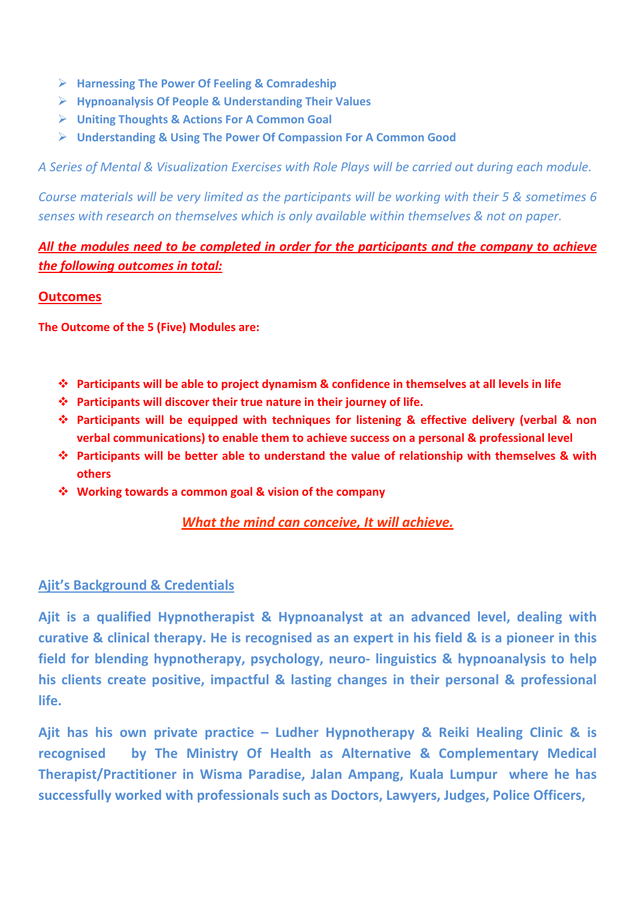- **Harnessing The Power Of Feeling & Comradeship**
- **Hypnoanalysis Of People & Understanding Their Values**
- **Uniting Thoughts & Actions For A Common Goal**
- **Understanding & Using The Power Of Compassion For A Common Good**

*A Series of Mental & Visualization Exercises with Role Plays will be carried out during each module.*

*Course materials will be very limited as the participants will be working with their 5 & sometimes 6 senses with research on themselves which is only available within themselves & not on paper.*

***All the modules need to be completed in order for the participants and the company to achieve the following outcomes in total:***

## Outcomes

**The Outcome of the 5 (Five) Modules are:**

- **Participants will be able to project dynamism & confidence in themselves at all levels in life**
- **Participants will discover their true nature in their journey of life.**
- **Participants will be equipped with techniques for listening & effective delivery (verbal & non verbal communications) to enable them to achieve success on a personal & professional level**
- **Participants will be better able to understand the value of relationship with themselves & with others**
- **Working towards a common goal & vision of the company**

*What the mind can conceive, It will achieve.*

## Ajit's Background & Credentials

**Ajit is a qualified Hypnotherapist & Hypnoanalyst at an advanced level, dealing with curative & clinical therapy. He is recognised as an expert in his field & is a pioneer in this field for blending hypnotherapy, psychology, neuro- linguistics & hypnoanalysis to help his clients create positive, impactful & lasting changes in their personal & professional life.**

**Ajit has his own private practice – Ludher Hypnotherapy & Reiki Healing Clinic & is recognised by The Ministry Of Health as Alternative & Complementary Medical Therapist/Practitioner in Wisma Paradise, Jalan Ampang, Kuala Lumpur where he has successfully worked with professionals such as Doctors, Lawyers, Judges, Police Officers,**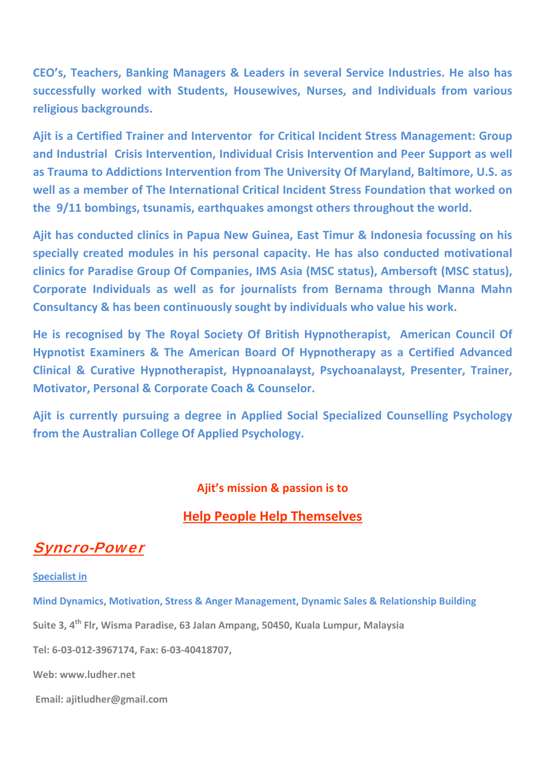**CEO's, Teachers, Banking Managers & Leaders in several Service Industries. He also has successfully worked with Students, Housewives, Nurses, and Individuals from various religious backgrounds.**

**Ajit is a Certified Trainer and Interventor for Critical Incident Stress Management: Group and Industrial Crisis Intervention, Individual Crisis Intervention and Peer Support as well as Trauma to Addictions Intervention from The University Of Maryland, Baltimore, U.S. as well as a member of The International Critical Incident Stress Foundation that worked on the 9/11 bombings, tsunamis, earthquakes amongst others throughout the world.**

**Ajit has conducted clinics in Papua New Guinea, East Timur & Indonesia focussing on his specially created modules in his personal capacity. He has also conducted motivational clinics for Paradise Group Of Companies, IMS Asia (MSC status), Ambersoft (MSC status), Corporate Individuals as well as for journalists from Bernama through Manna Mahn Consultancy & has been continuously sought by individuals who value his work.**

**He is recognised by The Royal Society Of British Hypnotherapist, American Council Of Hypnotist Examiners & The American Board Of Hypnotherapy as a Certified Advanced Clinical & Curative Hypnotherapist, Hypnoanalayst, Psychoanalayst, Presenter, Trainer, Motivator, Personal & Corporate Coach & Counselor.**

**Ajit is currently pursuing a degree in Applied Social Specialized Counselling Psychology from the Australian College Of Applied Psychology.**

**Ajit's mission & passion is to**

**Help People Help Themselves**

## *Syncro-Power*

**Specialist in**

**Mind Dynamics, Motivation, Stress & Anger Management, Dynamic Sales & Relationship Building**

**Suite 3, 4th Flr, Wisma Paradise, 63 Jalan Ampang, 50450, Kuala Lumpur, Malaysia**

**Tel: 6-03-012-3967174, Fax: 6-03-40418707,**

**Web: www.ludher.net**

**Email: ajitludher@gmail.com**